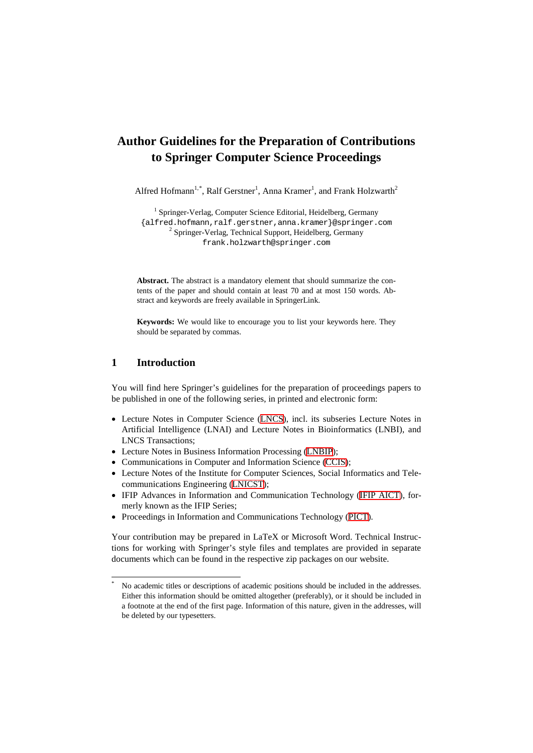# Author Guidelines for the Preparation of Contributions to Springer Computer Science Proceedings

Alfred Hofmann[1,*], Ralf Gerstner[1], Anna Kramer[1], and Frank Holzwarth[2]

[1] Springer-Verlag, Computer Science Editorial, Heidelberg, Germany
{alfred.hofmann,ralf.gerstner,anna.kramer}@springer.com
[2] Springer-Verlag, Technical Support, Heidelberg, Germany
frank.holzwarth@springer.com

**Abstract.** The abstract is a mandatory element that should summarize the contents of the paper and should contain at least 70 and at most 150 words. Abstract and keywords are freely available in SpringerLink.

**Keywords:** We would like to encourage you to list your keywords here. They should be separated by commas.

## 1 Introduction

You will find here Springer's guidelines for the preparation of proceedings papers to be published in one of the following series, in printed and electronic form:

- Lecture Notes in Computer Science (LNCS), incl. its subseries Lecture Notes in Artificial Intelligence (LNAI) and Lecture Notes in Bioinformatics (LNBI), and LNCS Transactions;
- Lecture Notes in Business Information Processing (LNBIP);
- Communications in Computer and Information Science (CCIS);
- Lecture Notes of the Institute for Computer Sciences, Social Informatics and Telecommunications Engineering (LNICST);
- IFIP Advances in Information and Communication Technology (IFIP AICT), formerly known as the IFIP Series;
- Proceedings in Information and Communications Technology (PICT).

Your contribution may be prepared in LaTeX or Microsoft Word. Technical Instructions for working with Springer's style files and templates are provided in separate documents which can be found in the respective zip packages on our website.

[*] No academic titles or descriptions of academic positions should be included in the addresses. Either this information should be omitted altogether (preferably), or it should be included in a footnote at the end of the first page. Information of this nature, given in the addresses, will be deleted by our typesetters.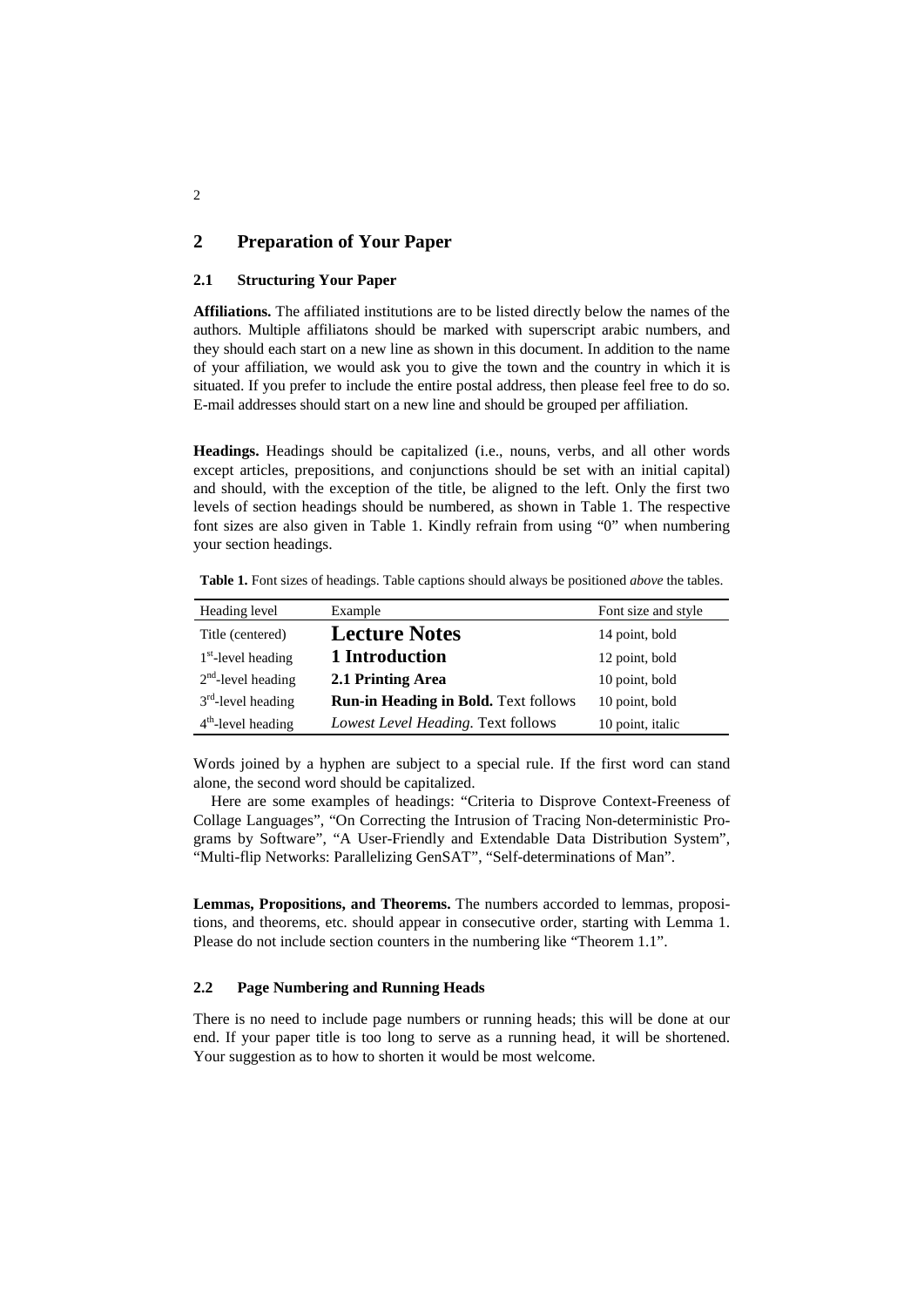# 2 Preparation of Your Paper

## 2.1 Structuring Your Paper

**Affiliations.** The affiliated institutions are to be listed directly below the names of the authors. Multiple affiliatons should be marked with superscript arabic numbers, and they should each start on a new line as shown in this document. In addition to the name of your affiliation, we would ask you to give the town and the country in which it is situated. If you prefer to include the entire postal address, then please feel free to do so. E-mail addresses should start on a new line and should be grouped per affiliation.

**Headings.** Headings should be capitalized (i.e., nouns, verbs, and all other words except articles, prepositions, and conjunctions should be set with an initial capital) and should, with the exception of the title, be aligned to the left. Only the first two levels of section headings should be numbered, as shown in Table 1. The respective font sizes are also given in Table 1. Kindly refrain from using "0" when numbering your section headings.

**Table 1.** Font sizes of headings. Table captions should always be positioned *above* the tables.

| Heading level | Example | Font size and style |
|---|---|---|
| Title (centered) | **Lecture Notes** | 14 point, bold |
| 1st-level heading | **1 Introduction** | 12 point, bold |
| 2nd-level heading | **2.1 Printing Area** | 10 point, bold |
| 3rd-level heading | **Run-in Heading in Bold.** Text follows | 10 point, bold |
| 4th-level heading | *Lowest Level Heading.* Text follows | 10 point, italic |

Words joined by a hyphen are subject to a special rule. If the first word can stand alone, the second word should be capitalized.

Here are some examples of headings: "Criteria to Disprove Context-Freeness of Collage Languages", "On Correcting the Intrusion of Tracing Non-deterministic Programs by Software", "A User-Friendly and Extendable Data Distribution System", "Multi-flip Networks: Parallelizing GenSAT", "Self-determinations of Man".

**Lemmas, Propositions, and Theorems.** The numbers accorded to lemmas, propositions, and theorems, etc. should appear in consecutive order, starting with Lemma 1. Please do not include section counters in the numbering like "Theorem 1.1".

## 2.2 Page Numbering and Running Heads

There is no need to include page numbers or running heads; this will be done at our end. If your paper title is too long to serve as a running head, it will be shortened. Your suggestion as to how to shorten it would be most welcome.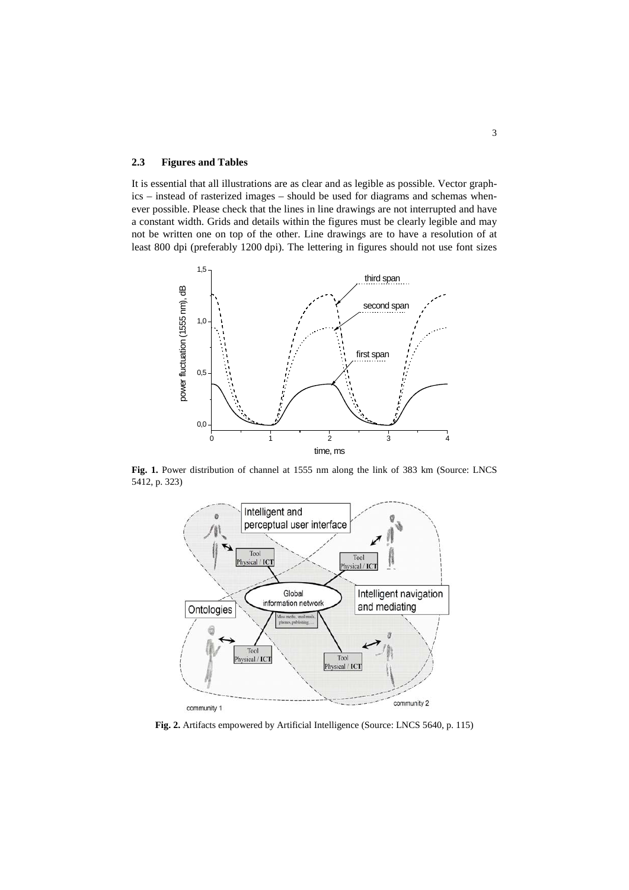### 2.3 Figures and Tables

It is essential that all illustrations are as clear and as legible as possible. Vector graphics – instead of rasterized images – should be used for diagrams and schemas whenever possible. Please check that the lines in line drawings are not interrupted and have a constant width. Grids and details within the figures must be clearly legible and may not be written one on top of the other. Line drawings are to have a resolution of at least 800 dpi (preferably 1200 dpi). The lettering in figures should not use font sizes

**Fig. 1.** Power distribution of channel at 1555 nm along the link of 383 km (Source: LNCS 5412, p. 323)

**Fig. 2.** Artifacts empowered by Artificial Intelligence (Source: LNCS 5640, p. 115)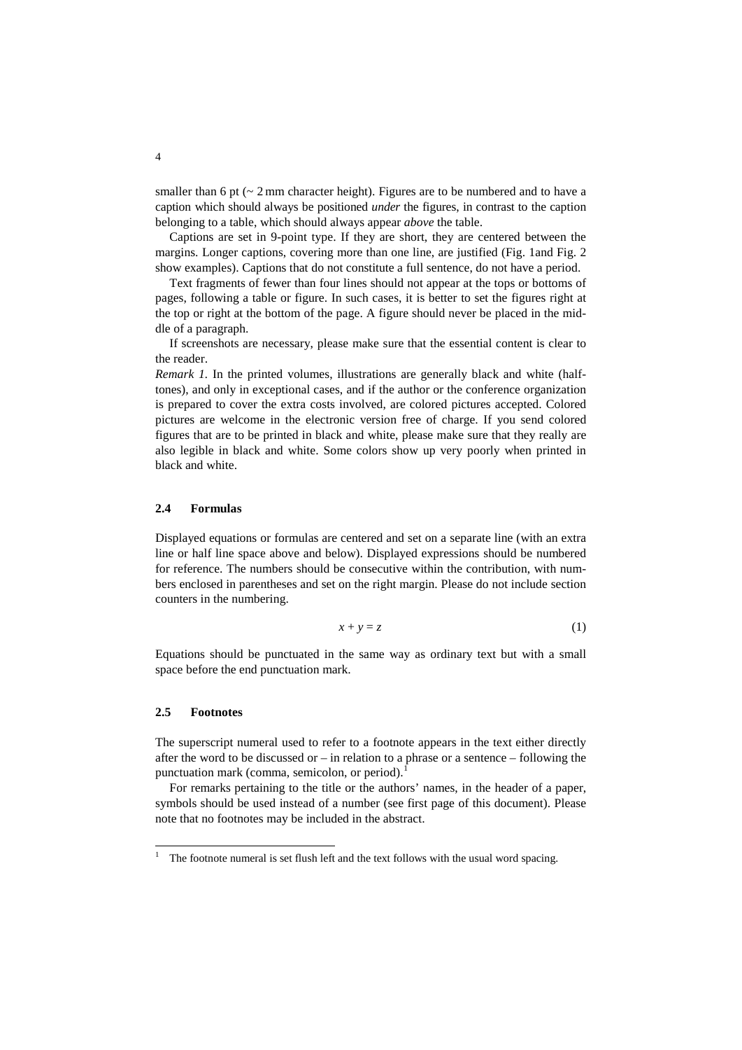smaller than 6 pt (~ 2 mm character height). Figures are to be numbered and to have a caption which should always be positioned *under* the figures, in contrast to the caption belonging to a table, which should always appear *above* the table.

Captions are set in 9-point type. If they are short, they are centered between the margins. Longer captions, covering more than one line, are justified (Fig. 1and Fig. 2 show examples). Captions that do not constitute a full sentence, do not have a period.

Text fragments of fewer than four lines should not appear at the tops or bottoms of pages, following a table or figure. In such cases, it is better to set the figures right at the top or right at the bottom of the page. A figure should never be placed in the middle of a paragraph.

If screenshots are necessary, please make sure that the essential content is clear to the reader.

*Remark 1.* In the printed volumes, illustrations are generally black and white (halftones), and only in exceptional cases, and if the author or the conference organization is prepared to cover the extra costs involved, are colored pictures accepted. Colored pictures are welcome in the electronic version free of charge. If you send colored figures that are to be printed in black and white, please make sure that they really are also legible in black and white. Some colors show up very poorly when printed in black and white.

### 2.4 Formulas

Displayed equations or formulas are centered and set on a separate line (with an extra line or half line space above and below). Displayed expressions should be numbered for reference. The numbers should be consecutive within the contribution, with numbers enclosed in parentheses and set on the right margin. Please do not include section counters in the numbering.

$$x + y = z \tag{1}$$

Equations should be punctuated in the same way as ordinary text but with a small space before the end punctuation mark.

### 2.5 Footnotes

The superscript numeral used to refer to a footnote appears in the text either directly after the word to be discussed or – in relation to a phrase or a sentence – following the punctuation mark (comma, semicolon, or period).[1]

For remarks pertaining to the title or the authors' names, in the header of a paper, symbols should be used instead of a number (see first page of this document). Please note that no footnotes may be included in the abstract.

---

[1] The footnote numeral is set flush left and the text follows with the usual word spacing.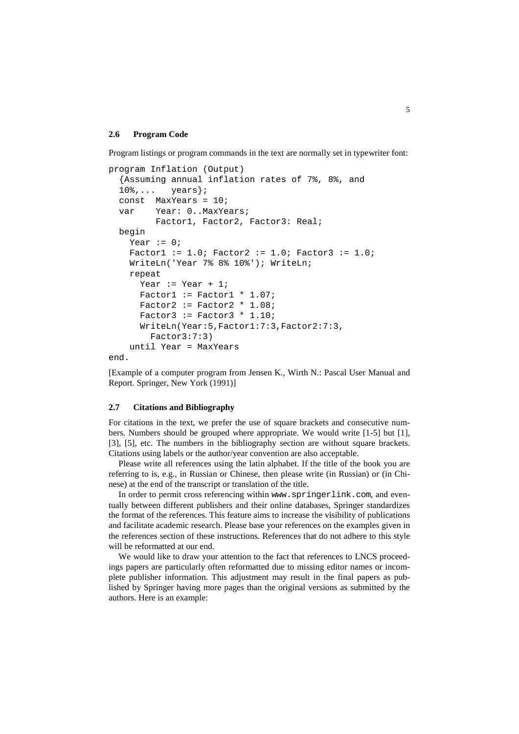### 2.6 Program Code

Program listings or program commands in the text are normally set in typewriter font:

```
program Inflation (Output)
  {Assuming annual inflation rates of 7%, 8%, and
  10%,...   years};
  const  MaxYears = 10;
  var    Year: 0..MaxYears;
         Factor1, Factor2, Factor3: Real;
  begin
    Year := 0;
    Factor1 := 1.0; Factor2 := 1.0; Factor3 := 1.0;
    WriteLn('Year 7% 8% 10%'); WriteLn;
    repeat
      Year := Year + 1;
      Factor1 := Factor1 * 1.07;
      Factor2 := Factor2 * 1.08;
      Factor3 := Factor3 * 1.10;
      WriteLn(Year:5,Factor1:7:3,Factor2:7:3,
        Factor3:7:3)
    until Year = MaxYears
end.
```

[Example of a computer program from Jensen K., Wirth N.: Pascal User Manual and Report. Springer, New York (1991)]

### 2.7 Citations and Bibliography

For citations in the text, we prefer the use of square brackets and consecutive numbers. Numbers should be grouped where appropriate. We would write [1-5] but [1], [3], [5], etc. The numbers in the bibliography section are without square brackets. Citations using labels or the author/year convention are also acceptable.

Please write all references using the latin alphabet. If the title of the book you are referring to is, e.g., in Russian or Chinese, then please write (in Russian) or (in Chinese) at the end of the transcript or translation of the title.

In order to permit cross referencing within `www.springerlink.com`, and eventually between different publishers and their online databases, Springer standardizes the format of the references. This feature aims to increase the visibility of publications and facilitate academic research. Please base your references on the examples given in the references section of these instructions. References that do not adhere to this style will be reformatted at our end.

We would like to draw your attention to the fact that references to LNCS proceedings papers are particularly often reformatted due to missing editor names or incomplete publisher information. This adjustment may result in the final papers as published by Springer having more pages than the original versions as submitted by the authors. Here is an example: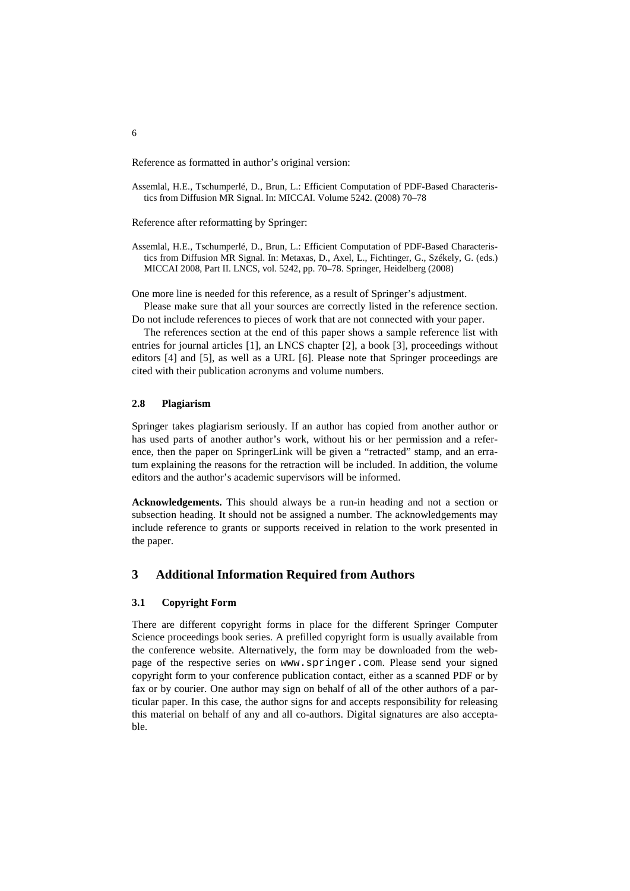Reference as formatted in author's original version:

Assemlal, H.E., Tschumperlé, D., Brun, L.: Efficient Computation of PDF-Based Characteristics from Diffusion MR Signal. In: MICCAI. Volume 5242. (2008) 70–78

Reference after reformatting by Springer:

Assemlal, H.E., Tschumperlé, D., Brun, L.: Efficient Computation of PDF-Based Characteristics from Diffusion MR Signal. In: Metaxas, D., Axel, L., Fichtinger, G., Székely, G. (eds.) MICCAI 2008, Part II. LNCS, vol. 5242, pp. 70–78. Springer, Heidelberg (2008)

One more line is needed for this reference, as a result of Springer's adjustment.

Please make sure that all your sources are correctly listed in the reference section. Do not include references to pieces of work that are not connected with your paper.

The references section at the end of this paper shows a sample reference list with entries for journal articles [1], an LNCS chapter [2], a book [3], proceedings without editors [4] and [5], as well as a URL [6]. Please note that Springer proceedings are cited with their publication acronyms and volume numbers.

### 2.8 Plagiarism

Springer takes plagiarism seriously. If an author has copied from another author or has used parts of another author's work, without his or her permission and a reference, then the paper on SpringerLink will be given a "retracted" stamp, and an erratum explaining the reasons for the retraction will be included. In addition, the volume editors and the author's academic supervisors will be informed.

**Acknowledgements.** This should always be a run-in heading and not a section or subsection heading. It should not be assigned a number. The acknowledgements may include reference to grants or supports received in relation to the work presented in the paper.

## 3 Additional Information Required from Authors

### 3.1 Copyright Form

There are different copyright forms in place for the different Springer Computer Science proceedings book series. A prefilled copyright form is usually available from the conference website. Alternatively, the form may be downloaded from the webpage of the respective series on `www.springer.com`. Please send your signed copyright form to your conference publication contact, either as a scanned PDF or by fax or by courier. One author may sign on behalf of all of the other authors of a particular paper. In this case, the author signs for and accepts responsibility for releasing this material on behalf of any and all co-authors. Digital signatures are also acceptable.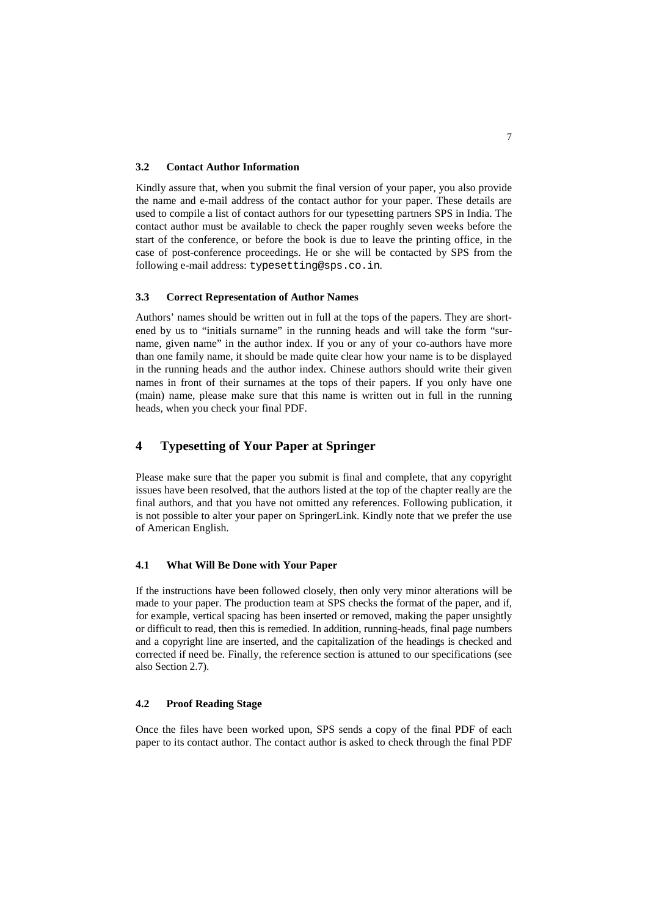### 3.2 Contact Author Information

Kindly assure that, when you submit the final version of your paper, you also provide the name and e-mail address of the contact author for your paper. These details are used to compile a list of contact authors for our typesetting partners SPS in India. The contact author must be available to check the paper roughly seven weeks before the start of the conference, or before the book is due to leave the printing office, in the case of post-conference proceedings. He or she will be contacted by SPS from the following e-mail address: `typesetting@sps.co.in`.

### 3.3 Correct Representation of Author Names

Authors' names should be written out in full at the tops of the papers. They are shortened by us to "initials surname" in the running heads and will take the form "surname, given name" in the author index. If you or any of your co-authors have more than one family name, it should be made quite clear how your name is to be displayed in the running heads and the author index. Chinese authors should write their given names in front of their surnames at the tops of their papers. If you only have one (main) name, please make sure that this name is written out in full in the running heads, when you check your final PDF.

## 4 Typesetting of Your Paper at Springer

Please make sure that the paper you submit is final and complete, that any copyright issues have been resolved, that the authors listed at the top of the chapter really are the final authors, and that you have not omitted any references. Following publication, it is not possible to alter your paper on SpringerLink. Kindly note that we prefer the use of American English.

### 4.1 What Will Be Done with Your Paper

If the instructions have been followed closely, then only very minor alterations will be made to your paper. The production team at SPS checks the format of the paper, and if, for example, vertical spacing has been inserted or removed, making the paper unsightly or difficult to read, then this is remedied. In addition, running-heads, final page numbers and a copyright line are inserted, and the capitalization of the headings is checked and corrected if need be. Finally, the reference section is attuned to our specifications (see also Section 2.7).

### 4.2 Proof Reading Stage

Once the files have been worked upon, SPS sends a copy of the final PDF of each paper to its contact author. The contact author is asked to check through the final PDF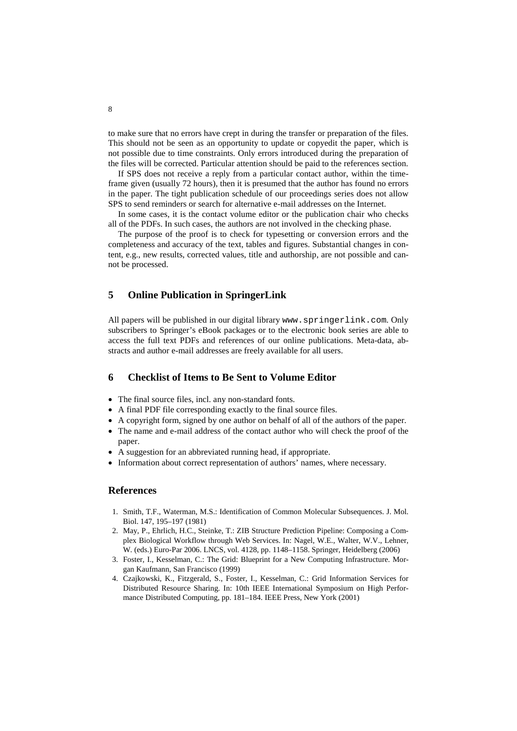to make sure that no errors have crept in during the transfer or preparation of the files. This should not be seen as an opportunity to update or copyedit the paper, which is not possible due to time constraints. Only errors introduced during the preparation of the files will be corrected. Particular attention should be paid to the references section.

If SPS does not receive a reply from a particular contact author, within the time-frame given (usually 72 hours), then it is presumed that the author has found no errors in the paper. The tight publication schedule of our proceedings series does not allow SPS to send reminders or search for alternative e-mail addresses on the Internet.

In some cases, it is the contact volume editor or the publication chair who checks all of the PDFs. In such cases, the authors are not involved in the checking phase.

The purpose of the proof is to check for typesetting or conversion errors and the completeness and accuracy of the text, tables and figures. Substantial changes in content, e.g., new results, corrected values, title and authorship, are not possible and cannot be processed.

## 5 Online Publication in SpringerLink

All papers will be published in our digital library `www.springerlink.com`. Only subscribers to Springer's eBook packages or to the electronic book series are able to access the full text PDFs and references of our online publications. Meta-data, abstracts and author e-mail addresses are freely available for all users.

## 6 Checklist of Items to Be Sent to Volume Editor

- The final source files, incl. any non-standard fonts.
- A final PDF file corresponding exactly to the final source files.
- A copyright form, signed by one author on behalf of all of the authors of the paper.
- The name and e-mail address of the contact author who will check the proof of the paper.
- A suggestion for an abbreviated running head, if appropriate.
- Information about correct representation of authors' names, where necessary.

## References

1. Smith, T.F., Waterman, M.S.: Identification of Common Molecular Subsequences. J. Mol. Biol. 147, 195–197 (1981)
2. May, P., Ehrlich, H.C., Steinke, T.: ZIB Structure Prediction Pipeline: Composing a Complex Biological Workflow through Web Services. In: Nagel, W.E., Walter, W.V., Lehner, W. (eds.) Euro-Par 2006. LNCS, vol. 4128, pp. 1148–1158. Springer, Heidelberg (2006)
3. Foster, I., Kesselman, C.: The Grid: Blueprint for a New Computing Infrastructure. Morgan Kaufmann, San Francisco (1999)
4. Czajkowski, K., Fitzgerald, S., Foster, I., Kesselman, C.: Grid Information Services for Distributed Resource Sharing. In: 10th IEEE International Symposium on High Performance Distributed Computing, pp. 181–184. IEEE Press, New York (2001)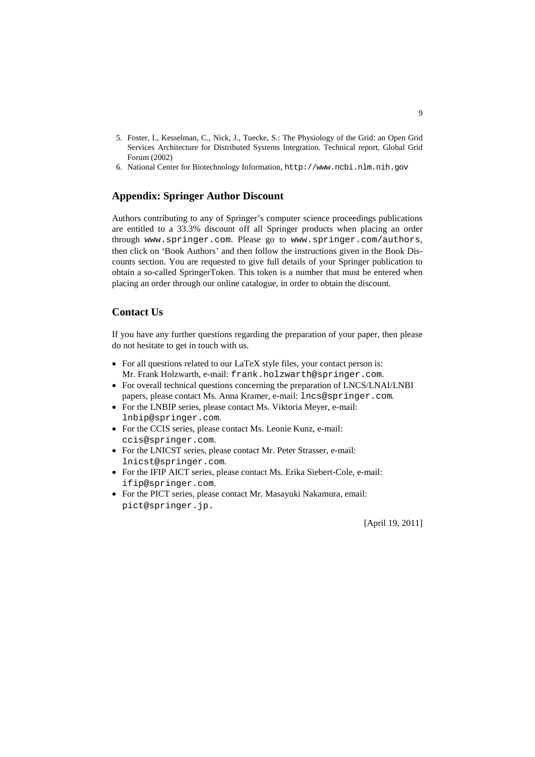5. Foster, I., Kesselman, C., Nick, J., Tuecke, S.: The Physiology of the Grid: an Open Grid Services Architecture for Distributed Systems Integration. Technical report, Global Grid Forum (2002)
6. National Center for Biotechnology Information, http://www.ncbi.nlm.nih.gov

## Appendix: Springer Author Discount

Authors contributing to any of Springer's computer science proceedings publications are entitled to a 33.3% discount off all Springer products when placing an order through www.springer.com. Please go to www.springer.com/authors, then click on 'Book Authors' and then follow the instructions given in the Book Discounts section. You are requested to give full details of your Springer publication to obtain a so-called SpringerToken. This token is a number that must be entered when placing an order through our online catalogue, in order to obtain the discount.

## Contact Us

If you have any further questions regarding the preparation of your paper, then please do not hesitate to get in touch with us.

- For all questions related to our LaTeX style files, your contact person is: Mr. Frank Holzwarth, e-mail: frank.holzwarth@springer.com.
- For overall technical questions concerning the preparation of LNCS/LNAI/LNBI papers, please contact Ms. Anna Kramer, e-mail: lncs@springer.com.
- For the LNBIP series, please contact Ms. Viktoria Meyer, e-mail: lnbip@springer.com.
- For the CCIS series, please contact Ms. Leonie Kunz, e-mail: ccis@springer.com.
- For the LNICST series, please contact Mr. Peter Strasser, e-mail: lnicst@springer.com.
- For the IFIP AICT series, please contact Ms. Erika Siebert-Cole, e-mail: ifip@springer.com.
- For the PICT series, please contact Mr. Masayuki Nakamura, email: pict@springer.jp.

[April 19, 2011]